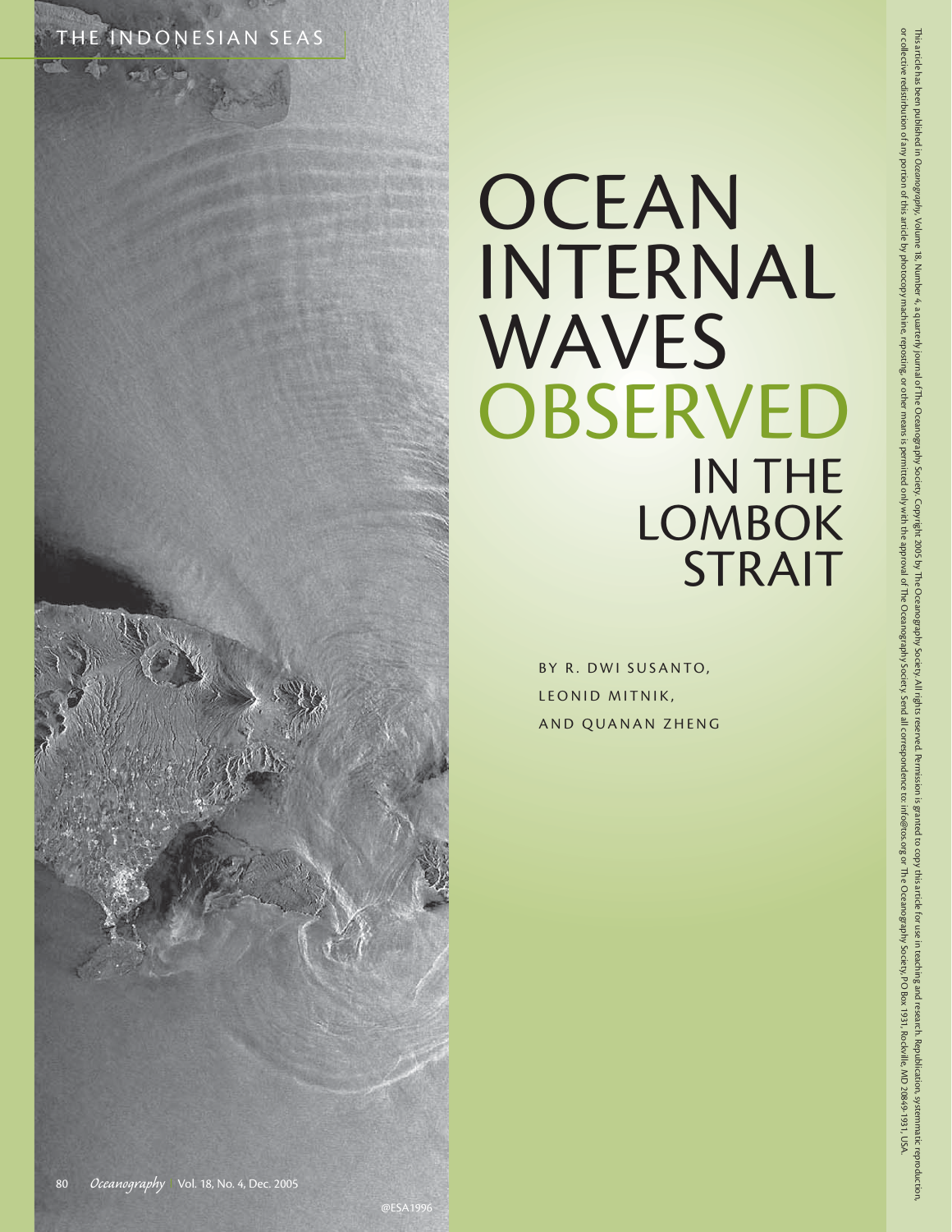THE INDONESIAN SEAS

# OCEAN INTERNAL WAVES OBSERVED IN THE LOMBOK STRAIT

BY R. DWI SUSANTO, LEONID MITNIK, AND QUANAN ZHENG

@ESA1996

This article has been published in *Oceanography*, Volume 18, Number 4, a quarterly journal of The Oceanography Society. Copyright 2005 by The Oceanography Society. All rights reserved. Permission is granted to copy this article for use in teaching and research. Republication, systemmatic reproduction, or collective redistribution of any portion of this article by photocopy machine, reposting, or other means is permitted only with the approval of The Oceanography Society. Send all correspondence to: info@tos.org or The Oceanography Society, PO Box 1931, Rockville, MD 20849-1931, USA.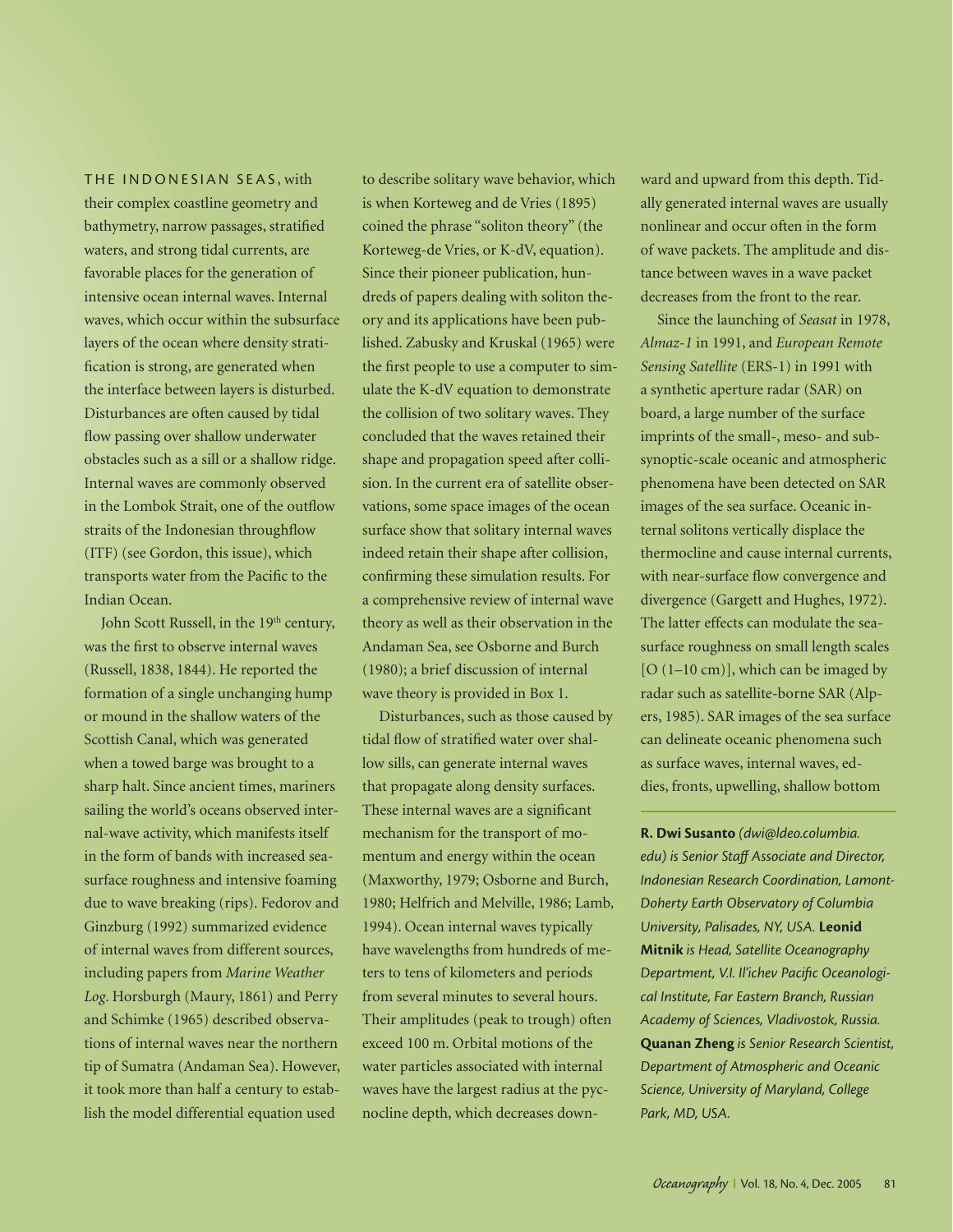THE INDONESIAN SEAS, with their complex coastline geometry and bathymetry, narrow passages, stratified waters, and strong tidal currents, are favorable places for the generation of intensive ocean internal waves. Internal waves, which occur within the subsurface layers of the ocean where density stratification is strong, are generated when the interface between layers is disturbed. Disturbances are often caused by tidal flow passing over shallow underwater obstacles such as a sill or a shallow ridge. Internal waves are commonly observed in the Lombok Strait, one of the outflow straits of the Indonesian throughflow (ITF) (see Gordon, this issue), which transports water from the Pacific to the Indian Ocean.

John Scott Russell, in the 19th century, was the first to observe internal waves (Russell, 1838, 1844). He reported the formation of a single unchanging hump or mound in the shallow waters of the Scottish Canal, which was generated when a towed barge was brought to a sharp halt. Since ancient times, mariners sailing the world's oceans observed internal-wave activity, which manifests itself in the form of bands with increased sea-surface roughness and intensive foaming due to wave breaking (rips). Fedorov and Ginzburg (1992) summarized evidence of internal waves from different sources, including papers from *Marine Weather Log*. Horsburgh (Maury, 1861) and Perry and Schimke (1965) described observations of internal waves near the northern tip of Sumatra (Andaman Sea). However, it took more than half a century to establish the model differential equation used to describe solitary wave behavior, which is when Korteweg and de Vries (1895) coined the phrase "soliton theory" (the Korteweg-de Vries, or K-dV, equation). Since their pioneer publication, hundreds of papers dealing with soliton theory and its applications have been published. Zabusky and Kruskal (1965) were the first people to use a computer to simulate the K-dV equation to demonstrate the collision of two solitary waves. They concluded that the waves retained their shape and propagation speed after collision. In the current era of satellite observations, some space images of the ocean surface show that solitary internal waves indeed retain their shape after collision, confirming these simulation results. For a comprehensive review of internal wave theory as well as their observation in the Andaman Sea, see Osborne and Burch (1980); a brief discussion of internal wave theory is provided in Box 1.

Disturbances, such as those caused by tidal flow of stratified water over shallow sills, can generate internal waves that propagate along density surfaces. These internal waves are a significant mechanism for the transport of momentum and energy within the ocean (Maxworthy, 1979; Osborne and Burch, 1980; Helfrich and Melville, 1986; Lamb, 1994). Ocean internal waves typically have wavelengths from hundreds of meters to tens of kilometers and periods from several minutes to several hours. Their amplitudes (peak to trough) often exceed 100 m. Orbital motions of the water particles associated with internal waves have the largest radius at the pycnocline depth, which decreases downward and upward from this depth. Tidally generated internal waves are usually nonlinear and occur often in the form of wave packets. The amplitude and distance between waves in a wave packet decreases from the front to the rear.

Since the launching of *Seasat* in 1978, *Almaz-1* in 1991, and *European Remote Sensing Satellite* (ERS-1) in 1991 with a synthetic aperture radar (SAR) on board, a large number of the surface imprints of the small-, meso- and sub-synoptic-scale oceanic and atmospheric phenomena have been detected on SAR images of the sea surface. Oceanic internal solitons vertically displace the thermocline and cause internal currents, with near-surface flow convergence and divergence (Gargett and Hughes, 1972). The latter effects can modulate the sea-surface roughness on small length scales [O (1–10 cm)], which can be imaged by radar such as satellite-borne SAR (Alpers, 1985). SAR images of the sea surface can delineate oceanic phenomena such as surface waves, internal waves, eddies, fronts, upwelling, shallow bottom

**R. Dwi Susanto** *(dwi@ldeo.columbia.edu) is Senior Staff Associate and Director, Indonesian Research Coordination, Lamont-Doherty Earth Observatory of Columbia University, Palisades, NY, USA.* **Leonid Mitnik** *is Head, Satellite Oceanography Department, V.I. Il'ichev Pacific Oceanological Institute, Far Eastern Branch, Russian Academy of Sciences, Vladivostok, Russia.* **Quanan Zheng** *is Senior Research Scientist, Department of Atmospheric and Oceanic Science, University of Maryland, College Park, MD, USA.*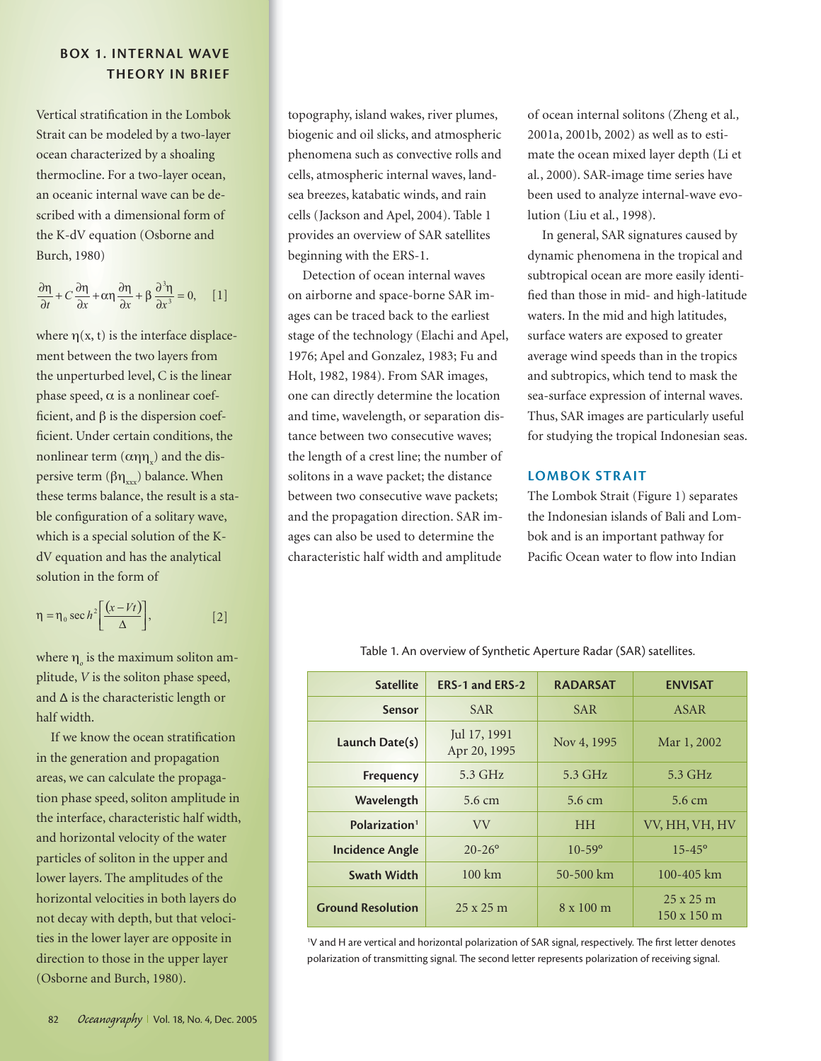## BOX 1. INTERNAL WAVE THEORY IN BRIEF

Vertical stratification in the Lombok Strait can be modeled by a two-layer ocean characterized by a shoaling thermocline. For a two-layer ocean, an oceanic internal wave can be described with a dimensional form of the K-dV equation (Osborne and Burch, 1980)

$$\frac{\partial \eta}{\partial t} + C\frac{\partial \eta}{\partial x} + \alpha\eta\frac{\partial \eta}{\partial x} + \beta\frac{\partial^3 \eta}{\partial x^3} = 0, \quad [1]$$

where $\eta(x, t)$ is the interface displacement between the two layers from the unperturbed level, C is the linear phase speed, $\alpha$ is a nonlinear coefficient, and $\beta$ is the dispersion coefficient. Under certain conditions, the nonlinear term ($\alpha\eta\eta_x$) and the dispersive term ($\beta\eta_{xxx}$) balance. When these terms balance, the result is a stable configuration of a solitary wave, which is a special solution of the K-dV equation and has the analytical solution in the form of

$$\eta = \eta_0 \operatorname{sech}^2\left[\frac{(x - Vt)}{\Delta}\right], \quad [2]$$

where $\eta_o$ is the maximum soliton amplitude, $V$ is the soliton phase speed, and $\Delta$ is the characteristic length or half width.

If we know the ocean stratification in the generation and propagation areas, we can calculate the propagation phase speed, soliton amplitude in the interface, characteristic half width, and horizontal velocity of the water particles of soliton in the upper and lower layers. The amplitudes of the horizontal velocities in both layers do not decay with depth, but that velocities in the lower layer are opposite in direction to those in the upper layer (Osborne and Burch, 1980).

---

topography, island wakes, river plumes, biogenic and oil slicks, and atmospheric phenomena such as convective rolls and cells, atmospheric internal waves, land-sea breezes, katabatic winds, and rain cells (Jackson and Apel, 2004). Table 1 provides an overview of SAR satellites beginning with the ERS-1.

Detection of ocean internal waves on airborne and space-borne SAR images can be traced back to the earliest stage of the technology (Elachi and Apel, 1976; Apel and Gonzalez, 1983; Fu and Holt, 1982, 1984). From SAR images, one can directly determine the location and time, wavelength, or separation distance between two consecutive waves; the length of a crest line; the number of solitons in a wave packet; the distance between two consecutive wave packets; and the propagation direction. SAR images can also be used to determine the characteristic half width and amplitude of ocean internal solitons (Zheng et al., 2001a, 2001b, 2002) as well as to estimate the ocean mixed layer depth (Li et al., 2000). SAR-image time series have been used to analyze internal-wave evolution (Liu et al., 1998).

In general, SAR signatures caused by dynamic phenomena in the tropical and subtropical ocean are more easily identified than those in mid- and high-latitude waters. In the mid and high latitudes, surface waters are exposed to greater average wind speeds than in the tropics and subtropics, which tend to mask the sea-surface expression of internal waves. Thus, SAR images are particularly useful for studying the tropical Indonesian seas.

## LOMBOK STRAIT

The Lombok Strait (Figure 1) separates the Indonesian islands of Bali and Lombok and is an important pathway for Pacific Ocean water to flow into Indian

Table 1. An overview of Synthetic Aperture Radar (SAR) satellites.

| Satellite | ERS-1 and ERS-2 | RADARSAT | ENVISAT |
|---|---|---|---|
| Sensor | SAR | SAR | ASAR |
| Launch Date(s) | Jul 17, 1991<br>Apr 20, 1995 | Nov 4, 1995 | Mar 1, 2002 |
| Frequency | 5.3 GHz | 5.3 GHz | 5.3 GHz |
| Wavelength | 5.6 cm | 5.6 cm | 5.6 cm |
| Polarization[1] | VV | HH | VV, HH, VH, HV |
| Incidence Angle | 20-26° | 10-59° | 15-45° |
| Swath Width | 100 km | 50-500 km | 100-405 km |
| Ground Resolution | 25 x 25 m | 8 x 100 m | 25 x 25 m<br>150 x 150 m |

[1]V and H are vertical and horizontal polarization of SAR signal, respectively. The first letter denotes polarization of transmitting signal. The second letter represents polarization of receiving signal.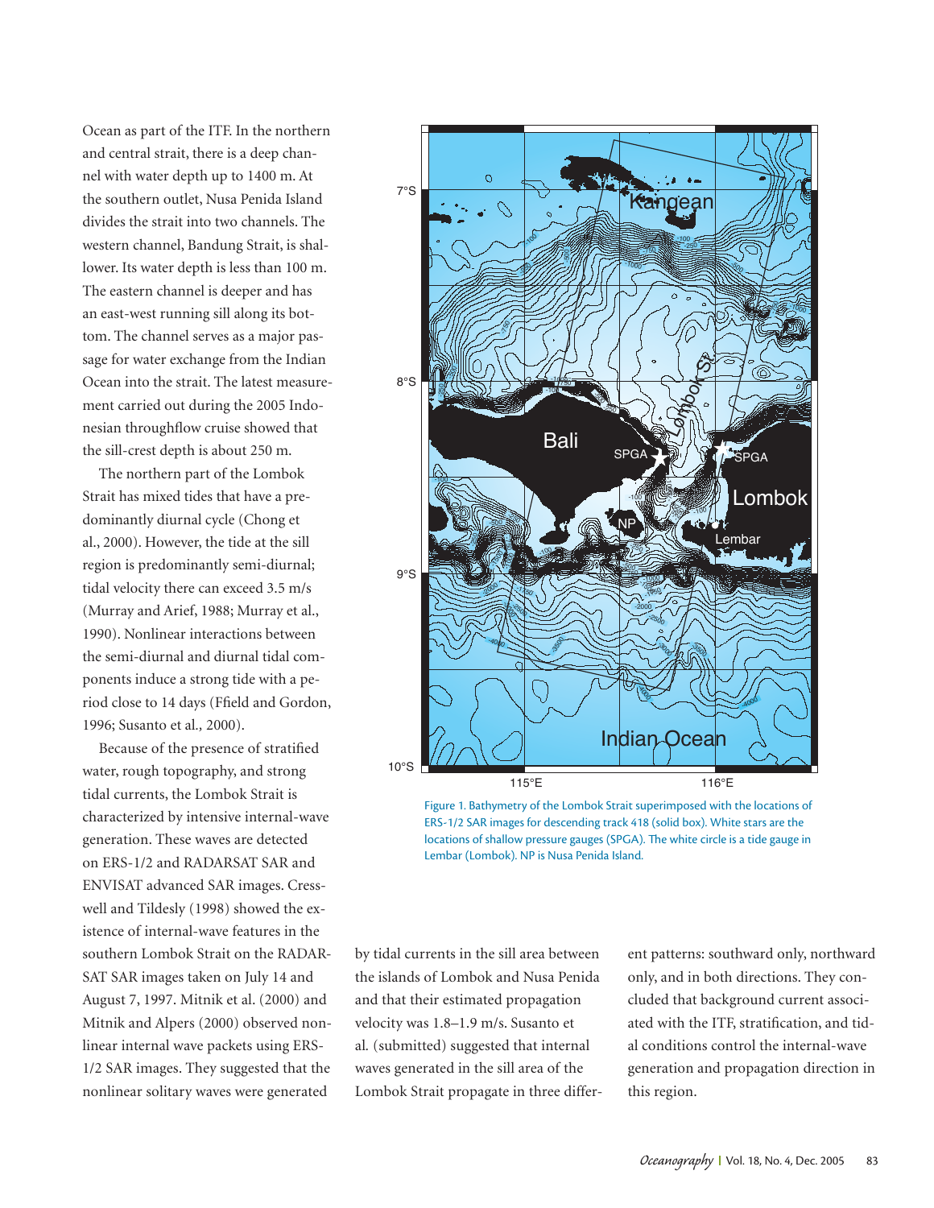Ocean as part of the ITF. In the northern and central strait, there is a deep channel with water depth up to 1400 m. At the southern outlet, Nusa Penida Island divides the strait into two channels. The western channel, Bandung Strait, is shallower. Its water depth is less than 100 m. The eastern channel is deeper and has an east-west running sill along its bottom. The channel serves as a major passage for water exchange from the Indian Ocean into the strait. The latest measurement carried out during the 2005 Indonesian throughflow cruise showed that the sill-crest depth is about 250 m.

The northern part of the Lombok Strait has mixed tides that have a predominantly diurnal cycle (Chong et al., 2000). However, the tide at the sill region is predominantly semi-diurnal; tidal velocity there can exceed 3.5 m/s (Murray and Arief, 1988; Murray et al., 1990). Nonlinear interactions between the semi-diurnal and diurnal tidal components induce a strong tide with a period close to 14 days (Ffield and Gordon, 1996; Susanto et al., 2000).

Because of the presence of stratified water, rough topography, and strong tidal currents, the Lombok Strait is characterized by intensive internal-wave generation. These waves are detected on ERS-1/2 and RADARSAT SAR and ENVISAT advanced SAR images. Cresswell and Tildesly (1998) showed the existence of internal-wave features in the southern Lombok Strait on the RADARSAT SAR images taken on July 14 and August 7, 1997. Mitnik et al. (2000) and Mitnik and Alpers (2000) observed nonlinear internal wave packets using ERS-1/2 SAR images. They suggested that the nonlinear solitary waves were generated by tidal currents in the sill area between the islands of Lombok and Nusa Penida and that their estimated propagation velocity was 1.8–1.9 m/s. Susanto et al. (submitted) suggested that internal waves generated in the sill area of the Lombok Strait propagate in three different patterns: southward only, northward only, and in both directions. They concluded that background current associated with the ITF, stratification, and tidal conditions control the internal-wave generation and propagation direction in this region.

Figure 1. Bathymetry of the Lombok Strait superimposed with the locations of ERS-1/2 SAR images for descending track 418 (solid box). White stars are the locations of shallow pressure gauges (SPGA). The white circle is a tide gauge in Lembar (Lombok). NP is Nusa Penida Island.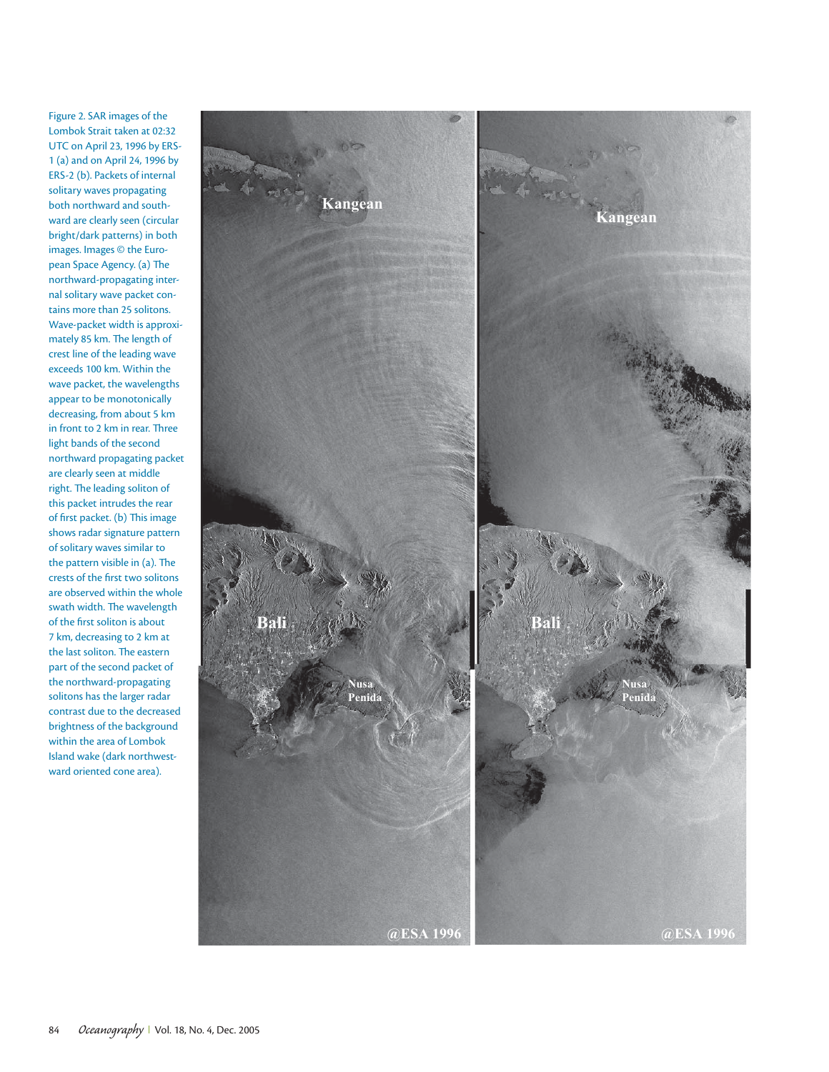Figure 2. SAR images of the Lombok Strait taken at 02:32 UTC on April 23, 1996 by ERS-1 (a) and on April 24, 1996 by ERS-2 (b). Packets of internal solitary waves propagating both northward and southward are clearly seen (circular bright/dark patterns) in both images. Images © the European Space Agency. (a) The northward-propagating internal solitary wave packet contains more than 25 solitons. Wave-packet width is approximately 85 km. The length of crest line of the leading wave exceeds 100 km. Within the wave packet, the wavelengths appear to be monotonically decreasing, from about 5 km in front to 2 km in rear. Three light bands of the second northward propagating packet are clearly seen at middle right. The leading soliton of this packet intrudes the rear of first packet. (b) This image shows radar signature pattern of solitary waves similar to the pattern visible in (a). The crests of the first two solitons are observed within the whole swath width. The wavelength of the first soliton is about 7 km, decreasing to 2 km at the last soliton. The eastern part of the second packet of the northward-propagating solitons has the larger radar contrast due to the decreased brightness of the background within the area of Lombok Island wake (dark northwestward oriented cone area).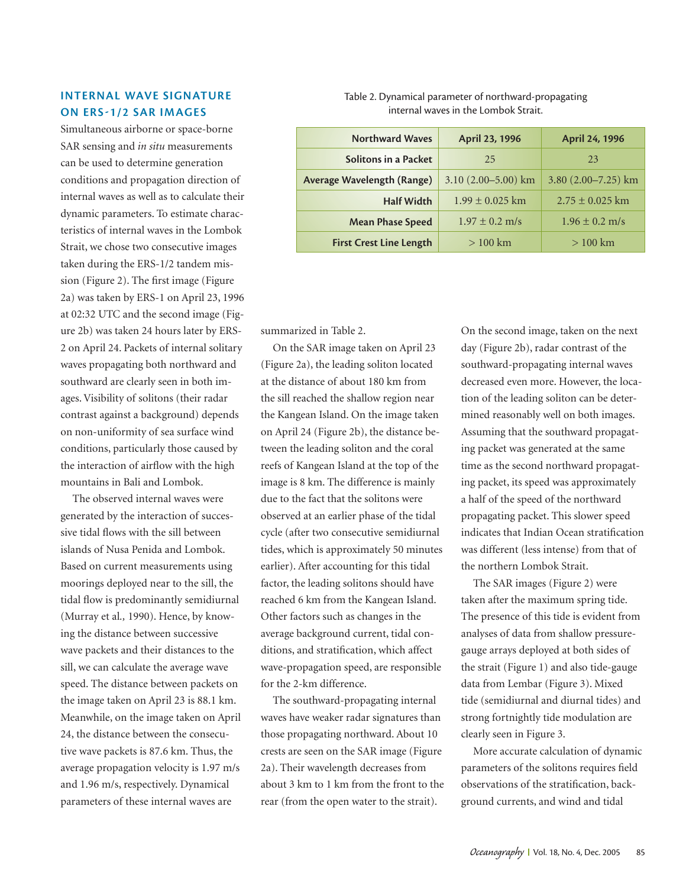## INTERNAL WAVE SIGNATURE ON ERS-1/2 SAR IMAGES

Simultaneous airborne or space-borne SAR sensing and *in situ* measurements can be used to determine generation conditions and propagation direction of internal waves as well as to calculate their dynamic parameters. To estimate characteristics of internal waves in the Lombok Strait, we chose two consecutive images taken during the ERS-1/2 tandem mission (Figure 2). The first image (Figure 2a) was taken by ERS-1 on April 23, 1996 at 02:32 UTC and the second image (Figure 2b) was taken 24 hours later by ERS-2 on April 24. Packets of internal solitary waves propagating both northward and southward are clearly seen in both images. Visibility of solitons (their radar contrast against a background) depends on non-uniformity of sea surface wind conditions, particularly those caused by the interaction of airflow with the high mountains in Bali and Lombok.

The observed internal waves were generated by the interaction of successive tidal flows with the sill between islands of Nusa Penida and Lombok. Based on current measurements using moorings deployed near to the sill, the tidal flow is predominantly semidiurnal (Murray et al., 1990). Hence, by knowing the distance between successive wave packets and their distances to the sill, we can calculate the average wave speed. The distance between packets on the image taken on April 23 is 88.1 km. Meanwhile, on the image taken on April 24, the distance between the consecutive wave packets is 87.6 km. Thus, the average propagation velocity is 1.97 m/s and 1.96 m/s, respectively. Dynamical parameters of these internal waves are summarized in Table 2.

Table 2. Dynamical parameter of northward-propagating internal waves in the Lombok Strait.

| Northward Waves | April 23, 1996 | April 24, 1996 |
|---|---|---|
| Solitons in a Packet | 25 | 23 |
| Average Wavelength (Range) | 3.10 (2.00–5.00) km | 3.80 (2.00–7.25) km |
| Half Width | 1.99 ± 0.025 km | 2.75 ± 0.025 km |
| Mean Phase Speed | 1.97 ± 0.2 m/s | 1.96 ± 0.2 m/s |
| First Crest Line Length | > 100 km | > 100 km |

On the SAR image taken on April 23 (Figure 2a), the leading soliton located at the distance of about 180 km from the sill reached the shallow region near the Kangean Island. On the image taken on April 24 (Figure 2b), the distance between the leading soliton and the coral reefs of Kangean Island at the top of the image is 8 km. The difference is mainly due to the fact that the solitons were observed at an earlier phase of the tidal cycle (after two consecutive semidiurnal tides, which is approximately 50 minutes earlier). After accounting for this tidal factor, the leading solitons should have reached 6 km from the Kangean Island. Other factors such as changes in the average background current, tidal conditions, and stratification, which affect wave-propagation speed, are responsible for the 2-km difference.

The southward-propagating internal waves have weaker radar signatures than those propagating northward. About 10 crests are seen on the SAR image (Figure 2a). Their wavelength decreases from about 3 km to 1 km from the front to the rear (from the open water to the strait). On the second image, taken on the next day (Figure 2b), radar contrast of the southward-propagating internal waves decreased even more. However, the location of the leading soliton can be determined reasonably well on both images. Assuming that the southward propagating packet was generated at the same time as the second northward propagating packet, its speed was approximately a half of the speed of the northward propagating packet. This slower speed indicates that Indian Ocean stratification was different (less intense) from that of the northern Lombok Strait.

The SAR images (Figure 2) were taken after the maximum spring tide. The presence of this tide is evident from analyses of data from shallow pressure-gauge arrays deployed at both sides of the strait (Figure 1) and also tide-gauge data from Lembar (Figure 3). Mixed tide (semidiurnal and diurnal tides) and strong fortnightly tide modulation are clearly seen in Figure 3.

More accurate calculation of dynamic parameters of the solitons requires field observations of the stratification, background currents, and wind and tidal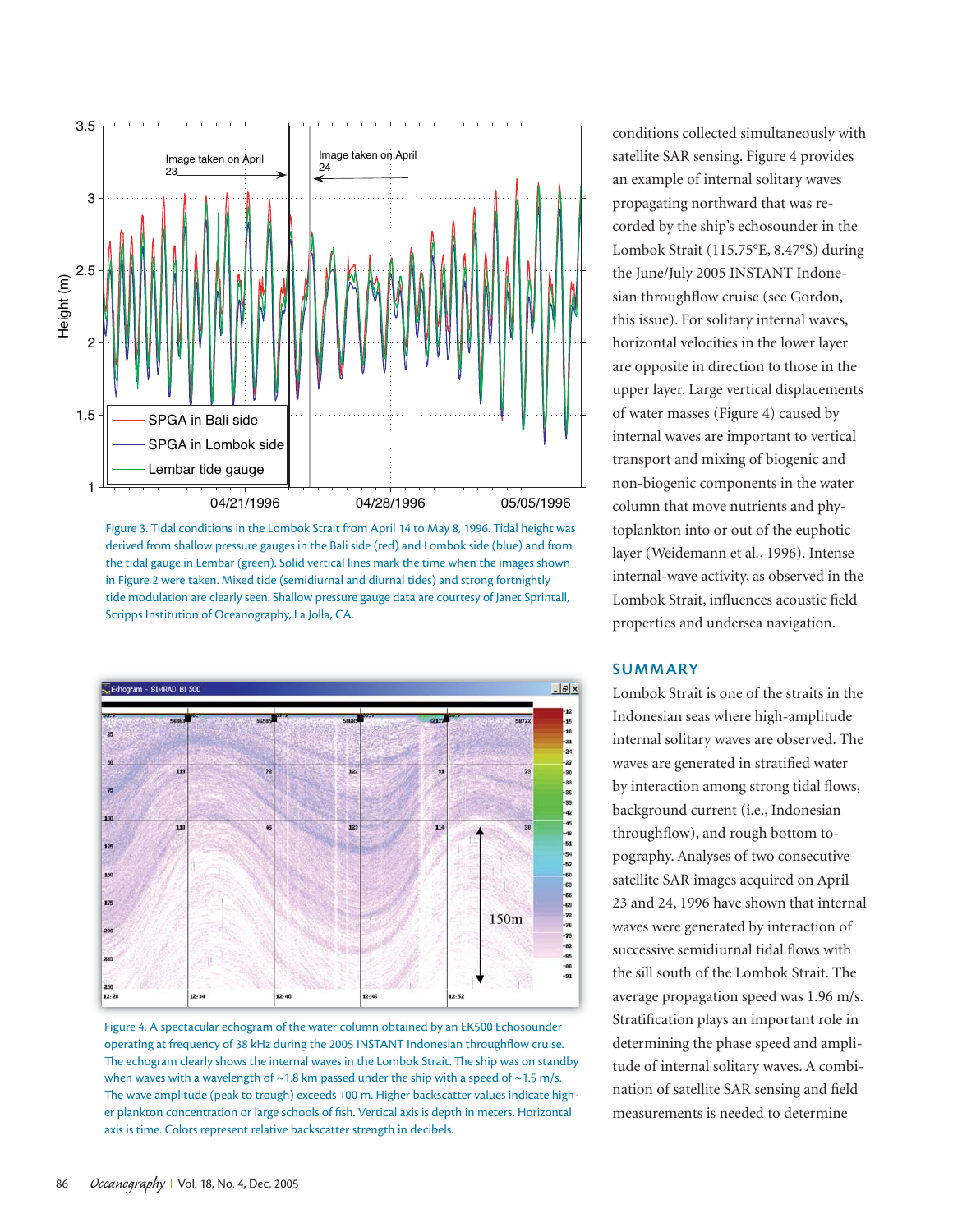Figure 3. Tidal conditions in the Lombok Strait from April 14 to May 8, 1996. Tidal height was derived from shallow pressure gauges in the Bali side (red) and Lombok side (blue) and from the tidal gauge in Lembar (green). Solid vertical lines mark the time when the images shown in Figure 2 were taken. Mixed tide (semidiurnal and diurnal tides) and strong fortnightly tide modulation are clearly seen. Shallow pressure gauge data are courtesy of Janet Sprintall, Scripps Institution of Oceanography, La Jolla, CA.

Figure 4. A spectacular echogram of the water column obtained by an EK500 Echosounder operating at frequency of 38 kHz during the 2005 INSTANT Indonesian throughflow cruise. The echogram clearly shows the internal waves in the Lombok Strait. The ship was on standby when waves with a wavelength of ~1.8 km passed under the ship with a speed of ~1.5 m/s. The wave amplitude (peak to trough) exceeds 100 m. Higher backscatter values indicate higher plankton concentration or large schools of fish. Vertical axis is depth in meters. Horizontal axis is time. Colors represent relative backscatter strength in decibels.

conditions collected simultaneously with satellite SAR sensing. Figure 4 provides an example of internal solitary waves propagating northward that was recorded by the ship's echosounder in the Lombok Strait (115.75°E, 8.47°S) during the June/July 2005 INSTANT Indonesian throughflow cruise (see Gordon, this issue). For solitary internal waves, horizontal velocities in the lower layer are opposite in direction to those in the upper layer. Large vertical displacements of water masses (Figure 4) caused by internal waves are important to vertical transport and mixing of biogenic and non-biogenic components in the water column that move nutrients and phytoplankton into or out of the euphotic layer (Weidemann et al., 1996). Intense internal-wave activity, as observed in the Lombok Strait, influences acoustic field properties and undersea navigation.

## SUMMARY

Lombok Strait is one of the straits in the Indonesian seas where high-amplitude internal solitary waves are observed. The waves are generated in stratified water by interaction among strong tidal flows, background current (i.e., Indonesian throughflow), and rough bottom topography. Analyses of two consecutive satellite SAR images acquired on April 23 and 24, 1996 have shown that internal waves were generated by interaction of successive semidiurnal tidal flows with the sill south of the Lombok Strait. The average propagation speed was 1.96 m/s. Stratification plays an important role in determining the phase speed and amplitude of internal solitary waves. A combination of satellite SAR sensing and field measurements is needed to determine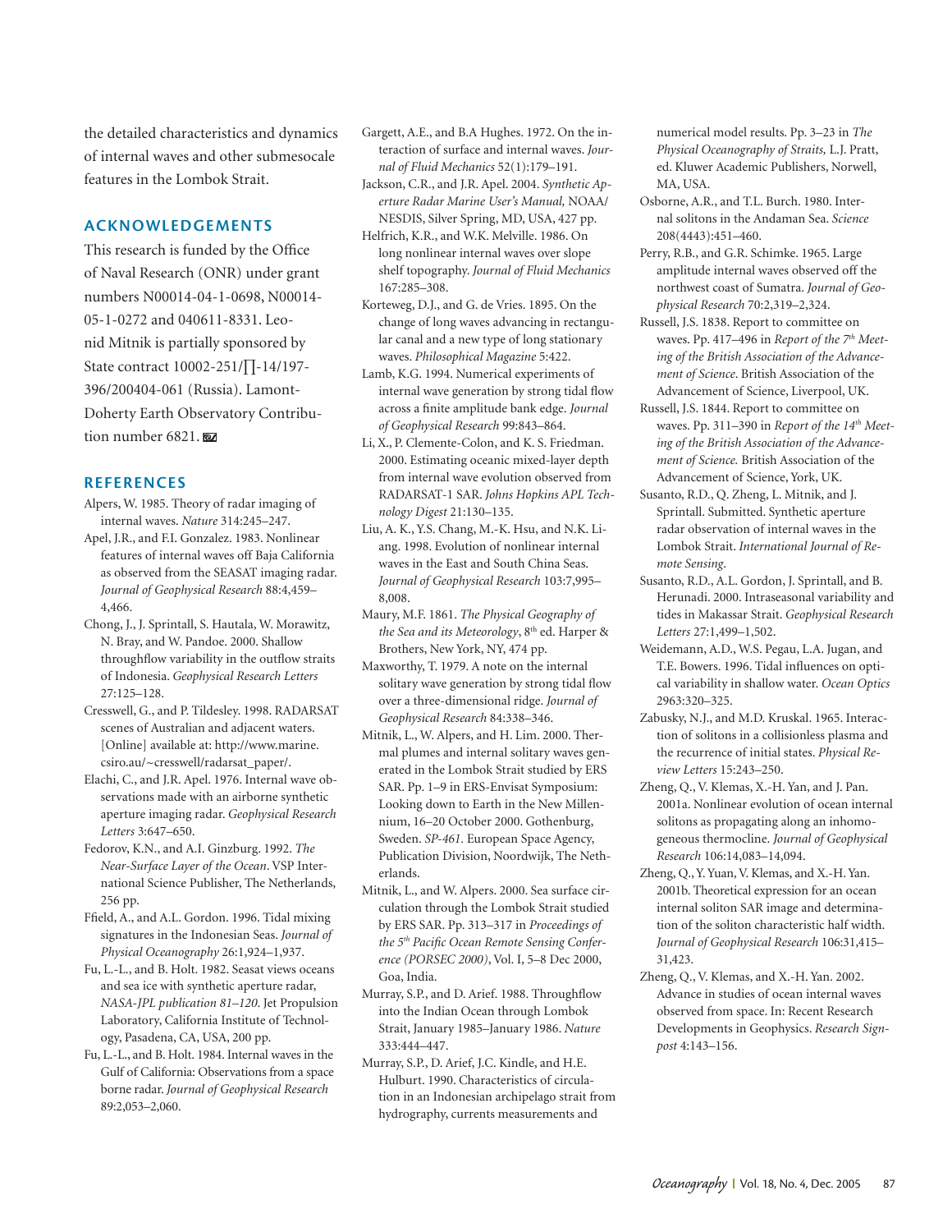the detailed characteristics and dynamics of internal waves and other submesocale features in the Lombok Strait.

## ACKNOWLEDGEMENTS

This research is funded by the Office of Naval Research (ONR) under grant numbers N00014-04-1-0698, N00014-05-1-0272 and 040611-8331. Leonid Mitnik is partially sponsored by State contract 10002-251/П-14/197-396/200404-061 (Russia). Lamont-Doherty Earth Observatory Contribution number 6821.

## REFERENCES

Alpers, W. 1985. Theory of radar imaging of internal waves. *Nature* 314:245–247.

Apel, J.R., and F.I. Gonzalez. 1983. Nonlinear features of internal waves off Baja California as observed from the SEASAT imaging radar. *Journal of Geophysical Research* 88:4,459–4,466.

Chong, J., J. Sprintall, S. Hautala, W. Morawitz, N. Bray, and W. Pandoe. 2000. Shallow throughflow variability in the outflow straits of Indonesia. *Geophysical Research Letters* 27:125–128.

Cresswell, G., and P. Tildesley. 1998. RADARSAT scenes of Australian and adjacent waters. [Online] available at: http://www.marine.csiro.au/~cresswell/radarsat_paper/.

Elachi, C., and J.R. Apel. 1976. Internal wave observations made with an airborne synthetic aperture imaging radar. *Geophysical Research Letters* 3:647–650.

Fedorov, K.N., and A.I. Ginzburg. 1992. *The Near-Surface Layer of the Ocean*. VSP International Science Publisher, The Netherlands, 256 pp.

Ffield, A., and A.L. Gordon. 1996. Tidal mixing signatures in the Indonesian Seas. *Journal of Physical Oceanography* 26:1,924–1,937.

Fu, L.-L., and B. Holt. 1982. Seasat views oceans and sea ice with synthetic aperture radar, *NASA-JPL publication 81–120*. Jet Propulsion Laboratory, California Institute of Technology, Pasadena, CA, USA, 200 pp.

Fu, L.-L., and B. Holt. 1984. Internal waves in the Gulf of California: Observations from a space borne radar. *Journal of Geophysical Research* 89:2,053–2,060.

Gargett, A.E., and B.A Hughes. 1972. On the interaction of surface and internal waves. *Journal of Fluid Mechanics* 52(1):179–191.

Jackson, C.R., and J.R. Apel. 2004. *Synthetic Aperture Radar Marine User's Manual,* NOAA/NESDIS, Silver Spring, MD, USA, 427 pp.

Helfrich, K.R., and W.K. Melville. 1986. On long nonlinear internal waves over slope shelf topography. *Journal of Fluid Mechanics* 167:285–308.

Korteweg, D.J., and G. de Vries. 1895. On the change of long waves advancing in rectangular canal and a new type of long stationary waves. *Philosophical Magazine* 5:422.

Lamb, K.G. 1994. Numerical experiments of internal wave generation by strong tidal flow across a finite amplitude bank edge. *Journal of Geophysical Research* 99:843–864.

Li, X., P. Clemente-Colon, and K. S. Friedman. 2000. Estimating oceanic mixed-layer depth from internal wave evolution observed from RADARSAT-1 SAR. *Johns Hopkins APL Technology Digest* 21:130–135.

Liu, A. K., Y.S. Chang, M.-K. Hsu, and N.K. Liang. 1998. Evolution of nonlinear internal waves in the East and South China Seas. *Journal of Geophysical Research* 103:7,995–8,008.

Maury, M.F. 1861. *The Physical Geography of the Sea and its Meteorology*, 8th ed. Harper & Brothers, New York, NY, 474 pp.

Maxworthy, T. 1979. A note on the internal solitary wave generation by strong tidal flow over a three-dimensional ridge. *Journal of Geophysical Research* 84:338–346.

Mitnik, L., W. Alpers, and H. Lim. 2000. Thermal plumes and internal solitary waves generated in the Lombok Strait studied by ERS SAR. Pp. 1–9 in ERS-Envisat Symposium: Looking down to Earth in the New Millennium, 16–20 October 2000. Gothenburg, Sweden. *SP-461.* European Space Agency, Publication Division, Noordwijk, The Netherlands.

Mitnik, L., and W. Alpers. 2000. Sea surface circulation through the Lombok Strait studied by ERS SAR. Pp. 313–317 in *Proceedings of the 5th Pacific Ocean Remote Sensing Conference (PORSEC 2000)*, Vol. I, 5–8 Dec 2000, Goa, India.

Murray, S.P., and D. Arief. 1988. Throughflow into the Indian Ocean through Lombok Strait, January 1985–January 1986. *Nature* 333:444–447.

Murray, S.P., D. Arief, J.C. Kindle, and H.E. Hulburt. 1990. Characteristics of circulation in an Indonesian archipelago strait from hydrography, currents measurements and numerical model results. Pp. 3–23 in *The Physical Oceanography of Straits,* L.J. Pratt, ed. Kluwer Academic Publishers, Norwell, MA, USA.

Osborne, A.R., and T.L. Burch. 1980. Internal solitons in the Andaman Sea. *Science* 208(4443):451–460.

Perry, R.B., and G.R. Schimke. 1965. Large amplitude internal waves observed off the northwest coast of Sumatra. *Journal of Geophysical Research* 70:2,319–2,324.

Russell, J.S. 1838. Report to committee on waves. Pp. 417–496 in *Report of the 7th Meeting of the British Association of the Advancement of Science*. British Association of the Advancement of Science, Liverpool, UK.

Russell, J.S. 1844. Report to committee on waves. Pp. 311–390 in *Report of the 14th Meeting of the British Association of the Advancement of Science.* British Association of the Advancement of Science, York, UK.

Susanto, R.D., Q. Zheng, L. Mitnik, and J. Sprintall. Submitted. Synthetic aperture radar observation of internal waves in the Lombok Strait. *International Journal of Remote Sensing*.

Susanto, R.D., A.L. Gordon, J. Sprintall, and B. Herunadi. 2000. Intraseasonal variability and tides in Makassar Strait. *Geophysical Research Letters* 27:1,499–1,502.

Weidemann, A.D., W.S. Pegau, L.A. Jugan, and T.E. Bowers. 1996. Tidal influences on optical variability in shallow water. *Ocean Optics* 2963:320–325.

Zabusky, N.J., and M.D. Kruskal. 1965. Interaction of solitons in a collisionless plasma and the recurrence of initial states. *Physical Review Letters* 15:243–250.

Zheng, Q., V. Klemas, X.-H. Yan, and J. Pan. 2001a. Nonlinear evolution of ocean internal solitons as propagating along an inhomogeneous thermocline. *Journal of Geophysical Research* 106:14,083–14,094.

Zheng, Q., Y. Yuan, V. Klemas, and X.-H. Yan. 2001b. Theoretical expression for an ocean internal soliton SAR image and determination of the soliton characteristic half width. *Journal of Geophysical Research* 106:31,415–31,423.

Zheng, Q., V. Klemas, and X.-H. Yan. 2002. Advance in studies of ocean internal waves observed from space. In: Recent Research Developments in Geophysics. *Research Signpost* 4:143–156.